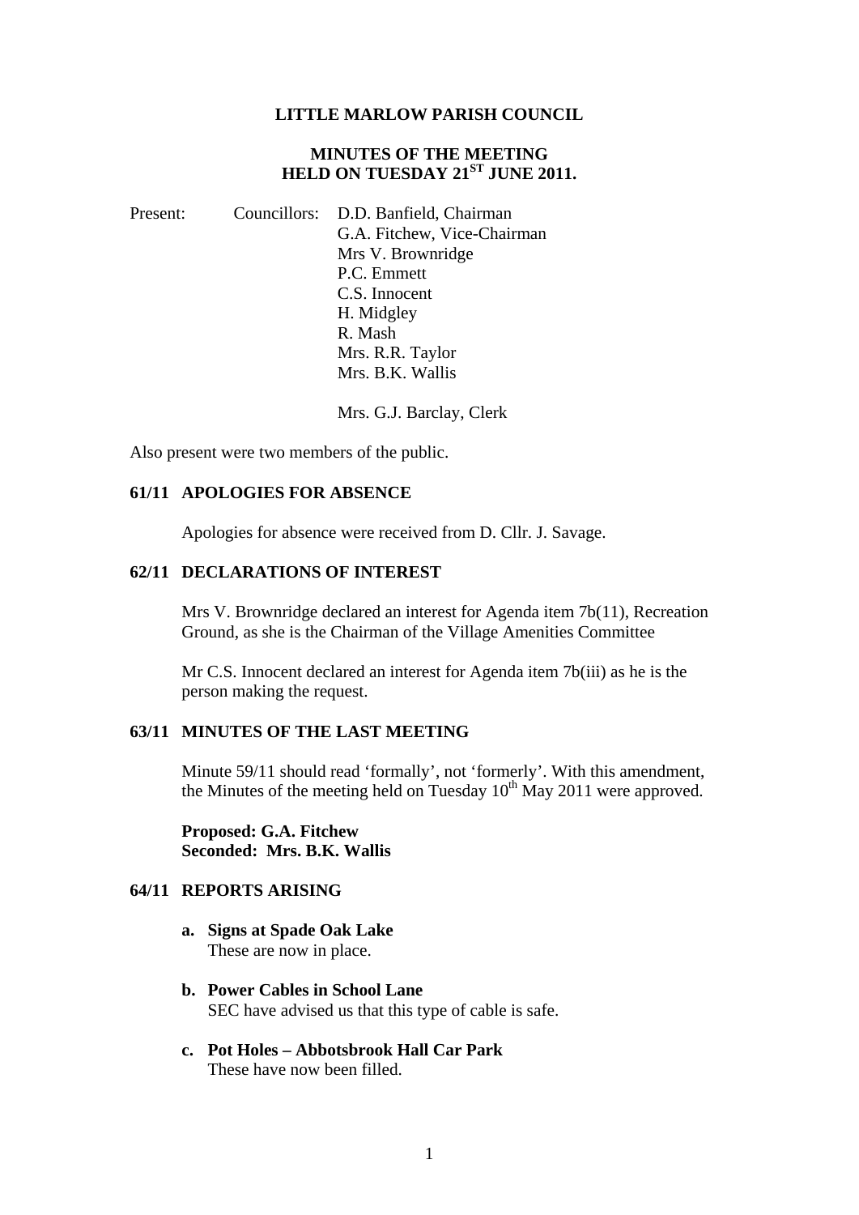# LITTLE MARLOW PARISH COUNCIL

## MINUTES OF THE MEETING HELD ON TUESDAY 21ST JUNE 2011.

Present: Councillors: D.D. Banfield, Chairman
G.A. Fitchew, Vice-Chairman
Mrs V. Brownridge
P.C. Emmett
C.S. Innocent
H. Midgley
R. Mash
Mrs. R.R. Taylor
Mrs. B.K. Wallis

Mrs. G.J. Barclay, Clerk

Also present were two members of the public.

### 61/11 APOLOGIES FOR ABSENCE

Apologies for absence were received from D. Cllr. J. Savage.

### 62/11 DECLARATIONS OF INTEREST

Mrs V. Brownridge declared an interest for Agenda item 7b(11), Recreation Ground, as she is the Chairman of the Village Amenities Committee

Mr C.S. Innocent declared an interest for Agenda item 7b(iii) as he is the person making the request.

### 63/11 MINUTES OF THE LAST MEETING

Minute 59/11 should read 'formally', not 'formerly'. With this amendment, the Minutes of the meeting held on Tuesday 10th May 2011 were approved.

**Proposed: G.A. Fitchew**
**Seconded: Mrs. B.K. Wallis**

### 64/11 REPORTS ARISING

a. **Signs at Spade Oak Lake**
These are now in place.

b. **Power Cables in School Lane**
SEC have advised us that this type of cable is safe.

c. **Pot Holes – Abbotsbrook Hall Car Park**
These have now been filled.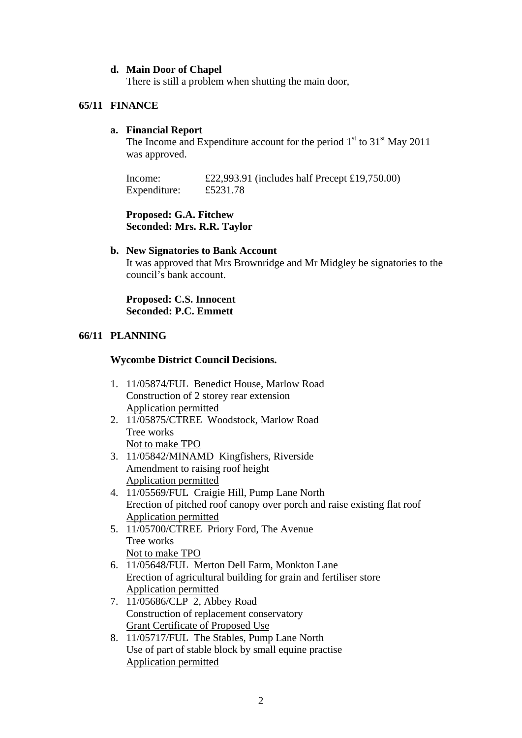**d. Main Door of Chapel**

There is still a problem when shutting the main door,

## 65/11 FINANCE

**a. Financial Report**

The Income and Expenditure account for the period 1st to 31st May 2011 was approved.

Income: £22,993.91 (includes half Precept £19,750.00)
Expenditure: £5231.78

**Proposed: G.A. Fitchew**
**Seconded: Mrs. R.R. Taylor**

**b. New Signatories to Bank Account**

It was approved that Mrs Brownridge and Mr Midgley be signatories to the council's bank account.

**Proposed: C.S. Innocent**
**Seconded: P.C. Emmett**

## 66/11 PLANNING

**Wycombe District Council Decisions.**

1. 11/05874/FUL Benedict House, Marlow Road
   Construction of 2 storey rear extension
   Application permitted
2. 11/05875/CTREE Woodstock, Marlow Road
   Tree works
   Not to make TPO
3. 11/05842/MINAMD Kingfishers, Riverside
   Amendment to raising roof height
   Application permitted
4. 11/05569/FUL Craigie Hill, Pump Lane North
   Erection of pitched roof canopy over porch and raise existing flat roof
   Application permitted
5. 11/05700/CTREE Priory Ford, The Avenue
   Tree works
   Not to make TPO
6. 11/05648/FUL Merton Dell Farm, Monkton Lane
   Erection of agricultural building for grain and fertiliser store
   Application permitted
7. 11/05686/CLP 2, Abbey Road
   Construction of replacement conservatory
   Grant Certificate of Proposed Use
8. 11/05717/FUL The Stables, Pump Lane North
   Use of part of stable block by small equine practise
   Application permitted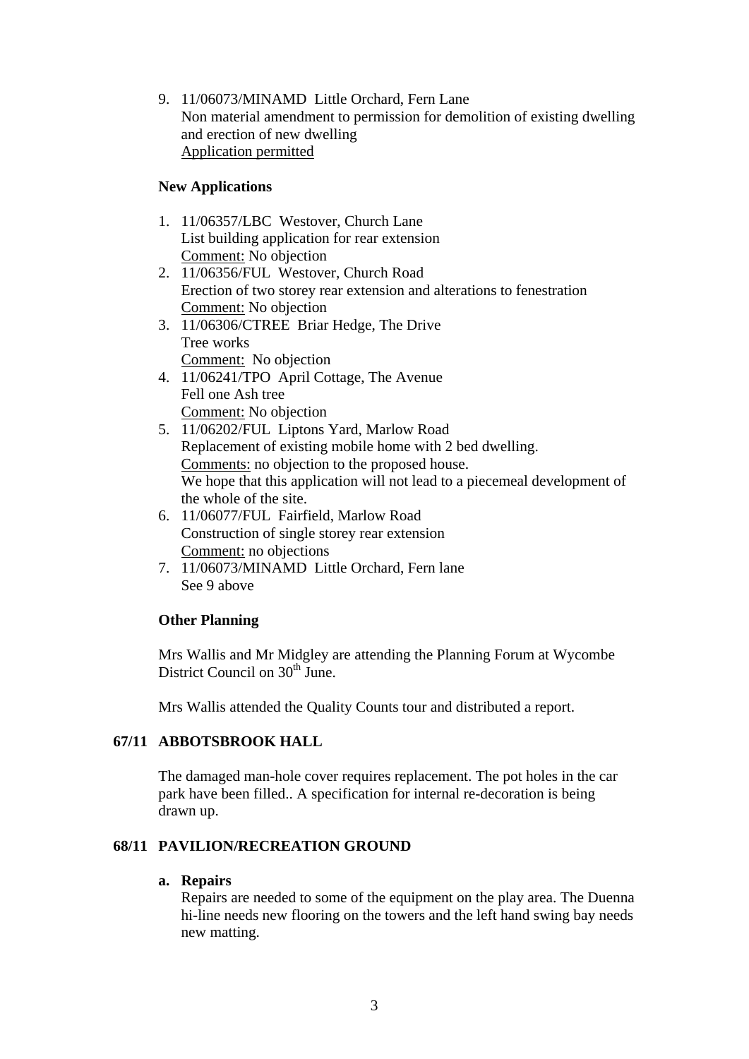9. 11/06073/MINAMD Little Orchard, Fern Lane
   Non material amendment to permission for demolition of existing dwelling and erection of new dwelling
   Application permitted

**New Applications**

1. 11/06357/LBC Westover, Church Lane
   List building application for rear extension
   Comment: No objection
2. 11/06356/FUL Westover, Church Road
   Erection of two storey rear extension and alterations to fenestration
   Comment: No objection
3. 11/06306/CTREE Briar Hedge, The Drive
   Tree works
   Comment: No objection
4. 11/06241/TPO April Cottage, The Avenue
   Fell one Ash tree
   Comment: No objection
5. 11/06202/FUL Liptons Yard, Marlow Road
   Replacement of existing mobile home with 2 bed dwelling.
   Comments: no objection to the proposed house.
   We hope that this application will not lead to a piecemeal development of the whole of the site.
6. 11/06077/FUL Fairfield, Marlow Road
   Construction of single storey rear extension
   Comment: no objections
7. 11/06073/MINAMD Little Orchard, Fern lane
   See 9 above

**Other Planning**

Mrs Wallis and Mr Midgley are attending the Planning Forum at Wycombe District Council on 30th June.

Mrs Wallis attended the Quality Counts tour and distributed a report.

## 67/11 ABBOTSBROOK HALL

The damaged man-hole cover requires replacement. The pot holes in the car park have been filled.. A specification for internal re-decoration is being drawn up.

## 68/11 PAVILION/RECREATION GROUND

**a. Repairs**

Repairs are needed to some of the equipment on the play area. The Duenna hi-line needs new flooring on the towers and the left hand swing bay needs new matting.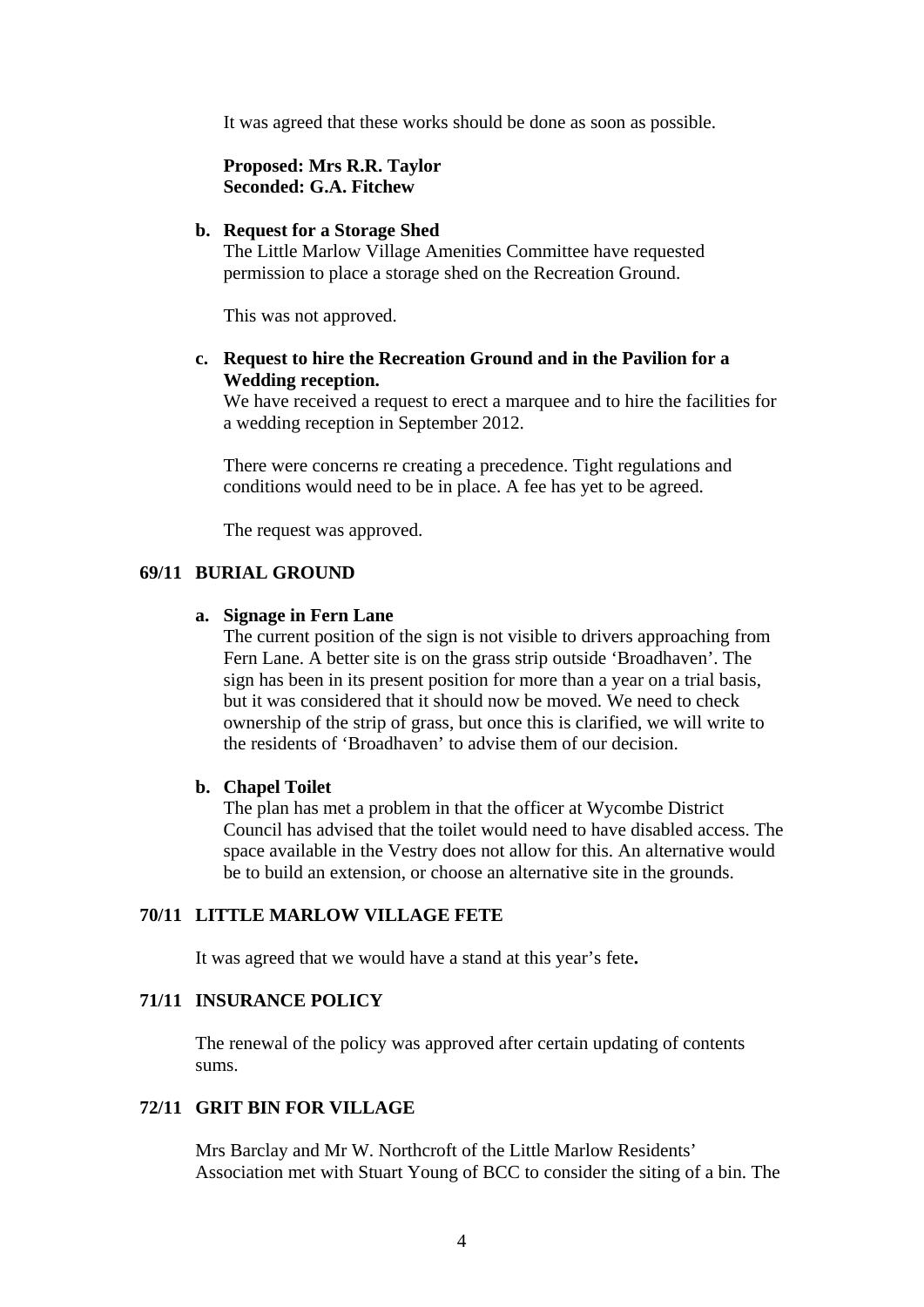It was agreed that these works should be done as soon as possible.

**Proposed: Mrs R.R. Taylor**
**Seconded: G.A. Fitchew**

**b. Request for a Storage Shed**

The Little Marlow Village Amenities Committee have requested permission to place a storage shed on the Recreation Ground.

This was not approved.

**c. Request to hire the Recreation Ground and in the Pavilion for a Wedding reception.**

We have received a request to erect a marquee and to hire the facilities for a wedding reception in September 2012.

There were concerns re creating a precedence. Tight regulations and conditions would need to be in place. A fee has yet to be agreed.

The request was approved.

## 69/11 BURIAL GROUND

**a. Signage in Fern Lane**

The current position of the sign is not visible to drivers approaching from Fern Lane. A better site is on the grass strip outside 'Broadhaven'. The sign has been in its present position for more than a year on a trial basis, but it was considered that it should now be moved. We need to check ownership of the strip of grass, but once this is clarified, we will write to the residents of 'Broadhaven' to advise them of our decision.

**b. Chapel Toilet**

The plan has met a problem in that the officer at Wycombe District Council has advised that the toilet would need to have disabled access. The space available in the Vestry does not allow for this. An alternative would be to build an extension, or choose an alternative site in the grounds.

## 70/11 LITTLE MARLOW VILLAGE FETE

It was agreed that we would have a stand at this year's fete**.**

## 71/11 INSURANCE POLICY

The renewal of the policy was approved after certain updating of contents sums.

## 72/11 GRIT BIN FOR VILLAGE

Mrs Barclay and Mr W. Northcroft of the Little Marlow Residents' Association met with Stuart Young of BCC to consider the siting of a bin. The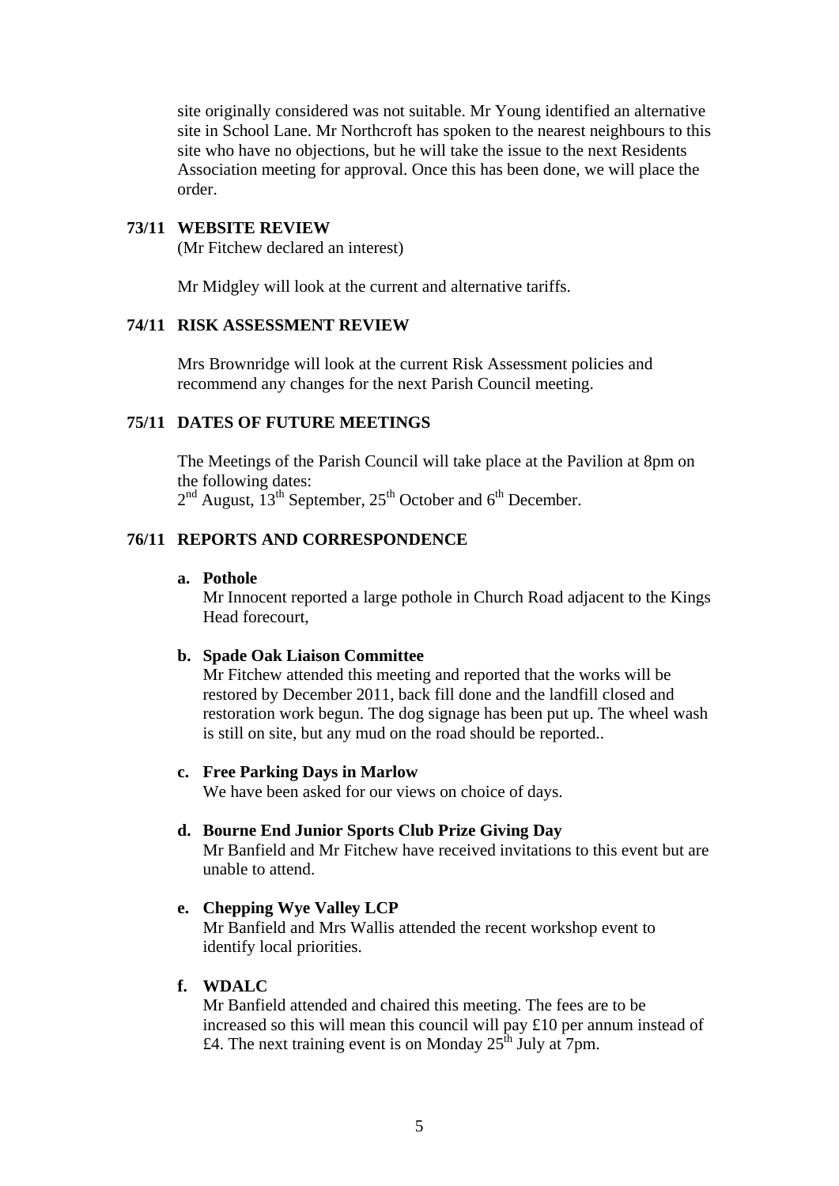site originally considered was not suitable. Mr Young identified an alternative site in School Lane. Mr Northcroft has spoken to the nearest neighbours to this site who have no objections, but he will take the issue to the next Residents Association meeting for approval. Once this has been done, we will place the order.

**73/11 WEBSITE REVIEW**

(Mr Fitchew declared an interest)

Mr Midgley will look at the current and alternative tariffs.

**74/11 RISK ASSESSMENT REVIEW**

Mrs Brownridge will look at the current Risk Assessment policies and recommend any changes for the next Parish Council meeting.

**75/11 DATES OF FUTURE MEETINGS**

The Meetings of the Parish Council will take place at the Pavilion at 8pm on the following dates:
2nd August, 13th September, 25th October and 6th December.

**76/11 REPORTS AND CORRESPONDENCE**

**a. Pothole**
Mr Innocent reported a large pothole in Church Road adjacent to the Kings Head forecourt,

**b. Spade Oak Liaison Committee**
Mr Fitchew attended this meeting and reported that the works will be restored by December 2011, back fill done and the landfill closed and restoration work begun. The dog signage has been put up. The wheel wash is still on site, but any mud on the road should be reported..

**c. Free Parking Days in Marlow**
We have been asked for our views on choice of days.

**d. Bourne End Junior Sports Club Prize Giving Day**
Mr Banfield and Mr Fitchew have received invitations to this event but are unable to attend.

**e. Chepping Wye Valley LCP**
Mr Banfield and Mrs Wallis attended the recent workshop event to identify local priorities.

**f. WDALC**
Mr Banfield attended and chaired this meeting. The fees are to be increased so this will mean this council will pay £10 per annum instead of £4. The next training event is on Monday 25th July at 7pm.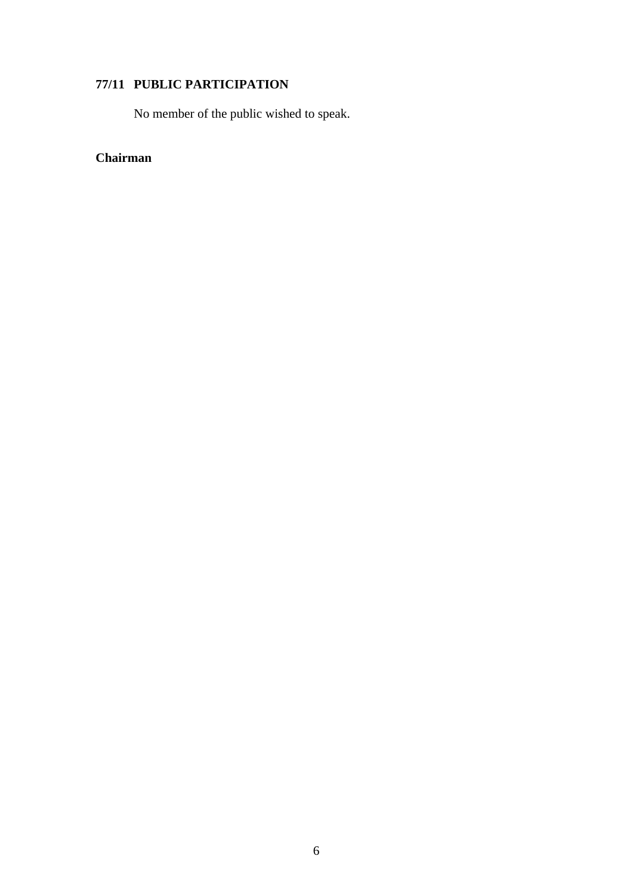**77/11 PUBLIC PARTICIPATION**

No member of the public wished to speak.

**Chairman**